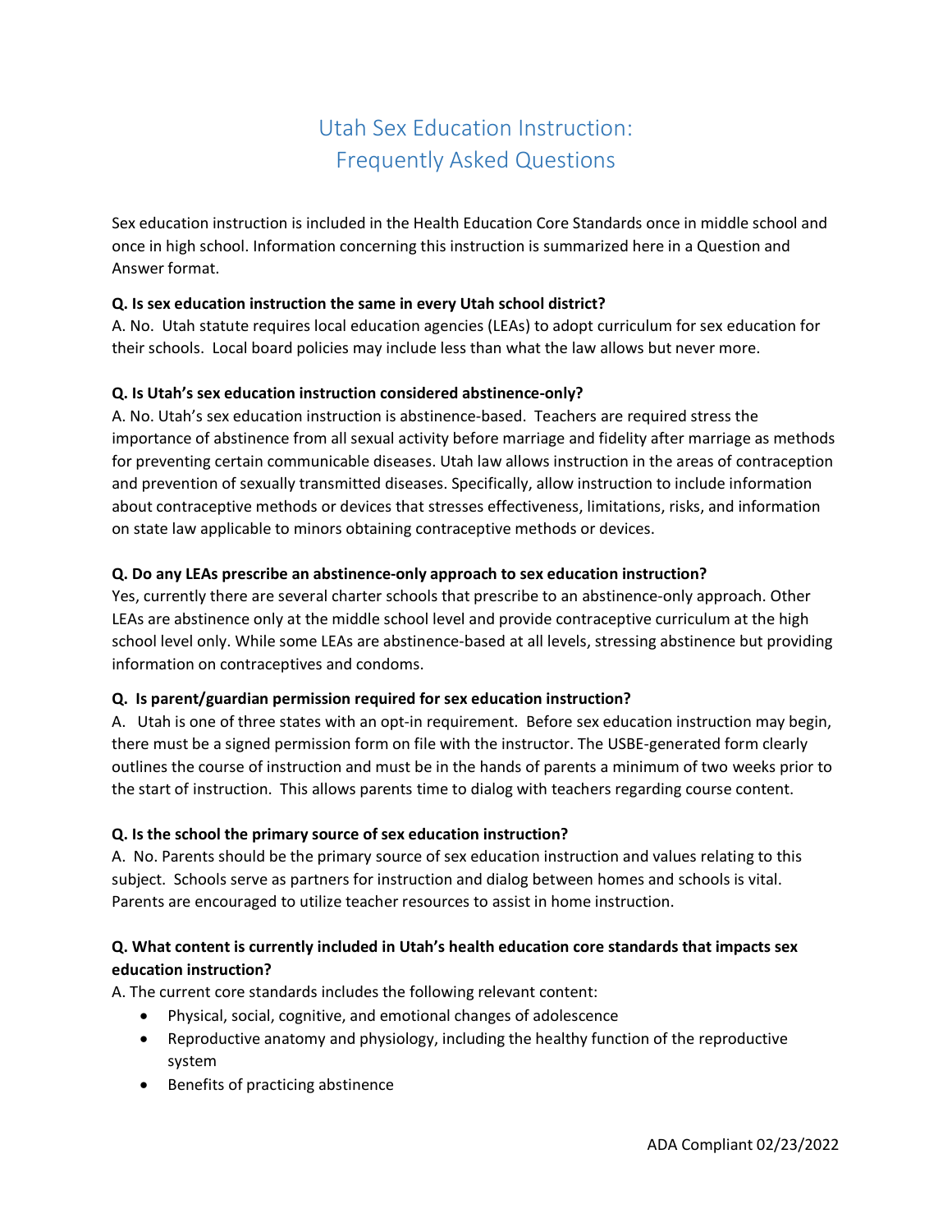# Utah Sex Education Instruction: Frequently Asked Questions

Sex education instruction is included in the Health Education Core Standards once in middle school and once in high school. Information concerning this instruction is summarized here in a Question and Answer format.

**Q. Is sex education instruction the same in every Utah school district?**

A. No. Utah statute requires local education agencies (LEAs) to adopt curriculum for sex education for their schools. Local board policies may include less than what the law allows but never more.

**Q. Is Utah's sex education instruction considered abstinence-only?**

A. No. Utah's sex education instruction is abstinence-based. Teachers are required stress the importance of abstinence from all sexual activity before marriage and fidelity after marriage as methods for preventing certain communicable diseases. Utah law allows instruction in the areas of contraception and prevention of sexually transmitted diseases. Specifically, allow instruction to include information about contraceptive methods or devices that stresses effectiveness, limitations, risks, and information on state law applicable to minors obtaining contraceptive methods or devices.

**Q. Do any LEAs prescribe an abstinence-only approach to sex education instruction?**

Yes, currently there are several charter schools that prescribe to an abstinence-only approach. Other LEAs are abstinence only at the middle school level and provide contraceptive curriculum at the high school level only. While some LEAs are abstinence-based at all levels, stressing abstinence but providing information on contraceptives and condoms.

**Q. Is parent/guardian permission required for sex education instruction?**

A. Utah is one of three states with an opt-in requirement. Before sex education instruction may begin, there must be a signed permission form on file with the instructor. The USBE-generated form clearly outlines the course of instruction and must be in the hands of parents a minimum of two weeks prior to the start of instruction. This allows parents time to dialog with teachers regarding course content.

**Q. Is the school the primary source of sex education instruction?**

A. No. Parents should be the primary source of sex education instruction and values relating to this subject. Schools serve as partners for instruction and dialog between homes and schools is vital. Parents are encouraged to utilize teacher resources to assist in home instruction.

**Q. What content is currently included in Utah's health education core standards that impacts sex education instruction?**

A. The current core standards includes the following relevant content:

- Physical, social, cognitive, and emotional changes of adolescence
- Reproductive anatomy and physiology, including the healthy function of the reproductive system
- Benefits of practicing abstinence

ADA Compliant 02/23/2022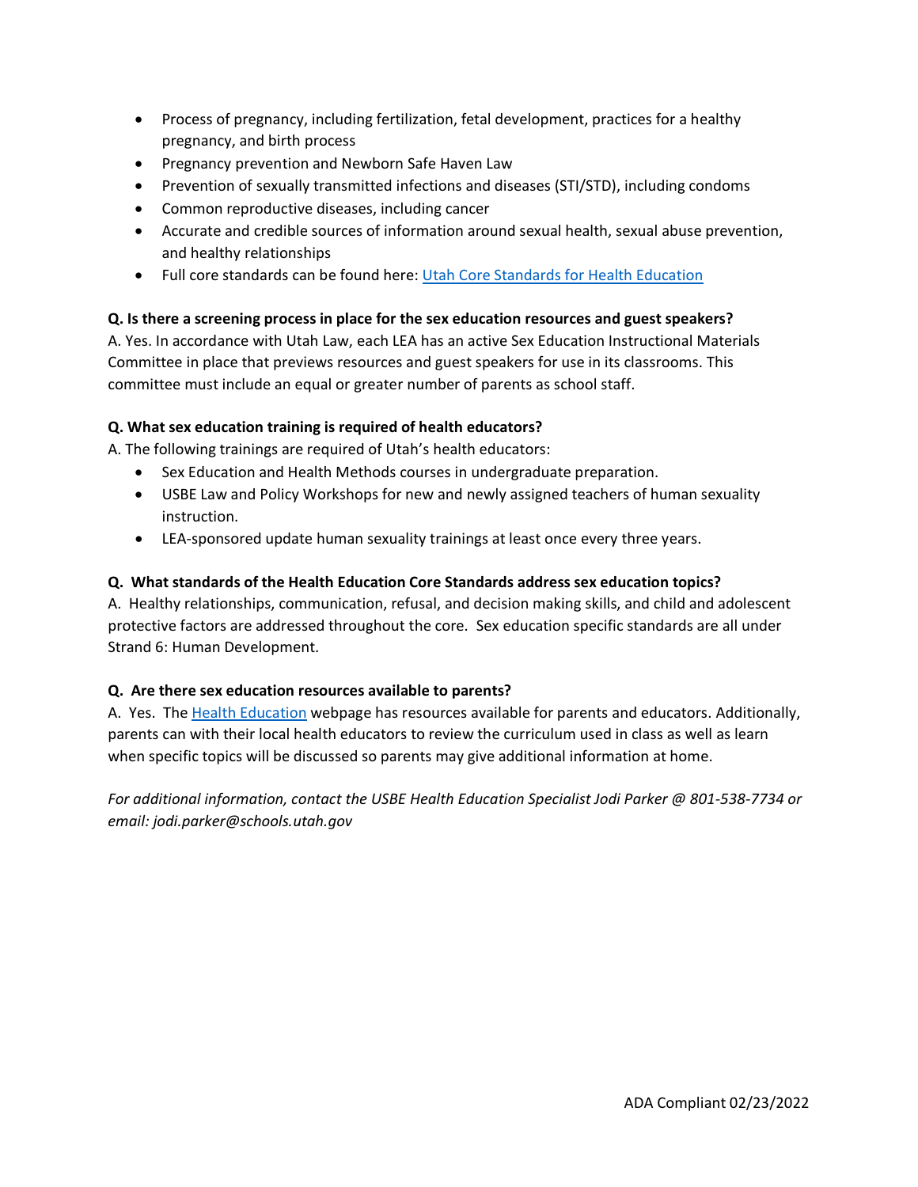- Process of pregnancy, including fertilization, fetal development, practices for a healthy pregnancy, and birth process
- Pregnancy prevention and Newborn Safe Haven Law
- Prevention of sexually transmitted infections and diseases (STI/STD), including condoms
- Common reproductive diseases, including cancer
- Accurate and credible sources of information around sexual health, sexual abuse prevention, and healthy relationships
- Full core standards can be found here: [Utah Core Standards for Health Education]()

**Q. Is there a screening process in place for the sex education resources and guest speakers?**
A. Yes. In accordance with Utah Law, each LEA has an active Sex Education Instructional Materials Committee in place that previews resources and guest speakers for use in its classrooms. This committee must include an equal or greater number of parents as school staff.

**Q. What sex education training is required of health educators?**
A. The following trainings are required of Utah's health educators:

- Sex Education and Health Methods courses in undergraduate preparation.
- USBE Law and Policy Workshops for new and newly assigned teachers of human sexuality instruction.
- LEA-sponsored update human sexuality trainings at least once every three years.

**Q. What standards of the Health Education Core Standards address sex education topics?**
A. Healthy relationships, communication, refusal, and decision making skills, and child and adolescent protective factors are addressed throughout the core. Sex education specific standards are all under Strand 6: Human Development.

**Q. Are there sex education resources available to parents?**
A. Yes. The [Health Education]() webpage has resources available for parents and educators. Additionally, parents can with their local health educators to review the curriculum used in class as well as learn when specific topics will be discussed so parents may give additional information at home.

*For additional information, contact the USBE Health Education Specialist Jodi Parker @ 801-538-7734 or email: jodi.parker@schools.utah.gov*

ADA Compliant 02/23/2022